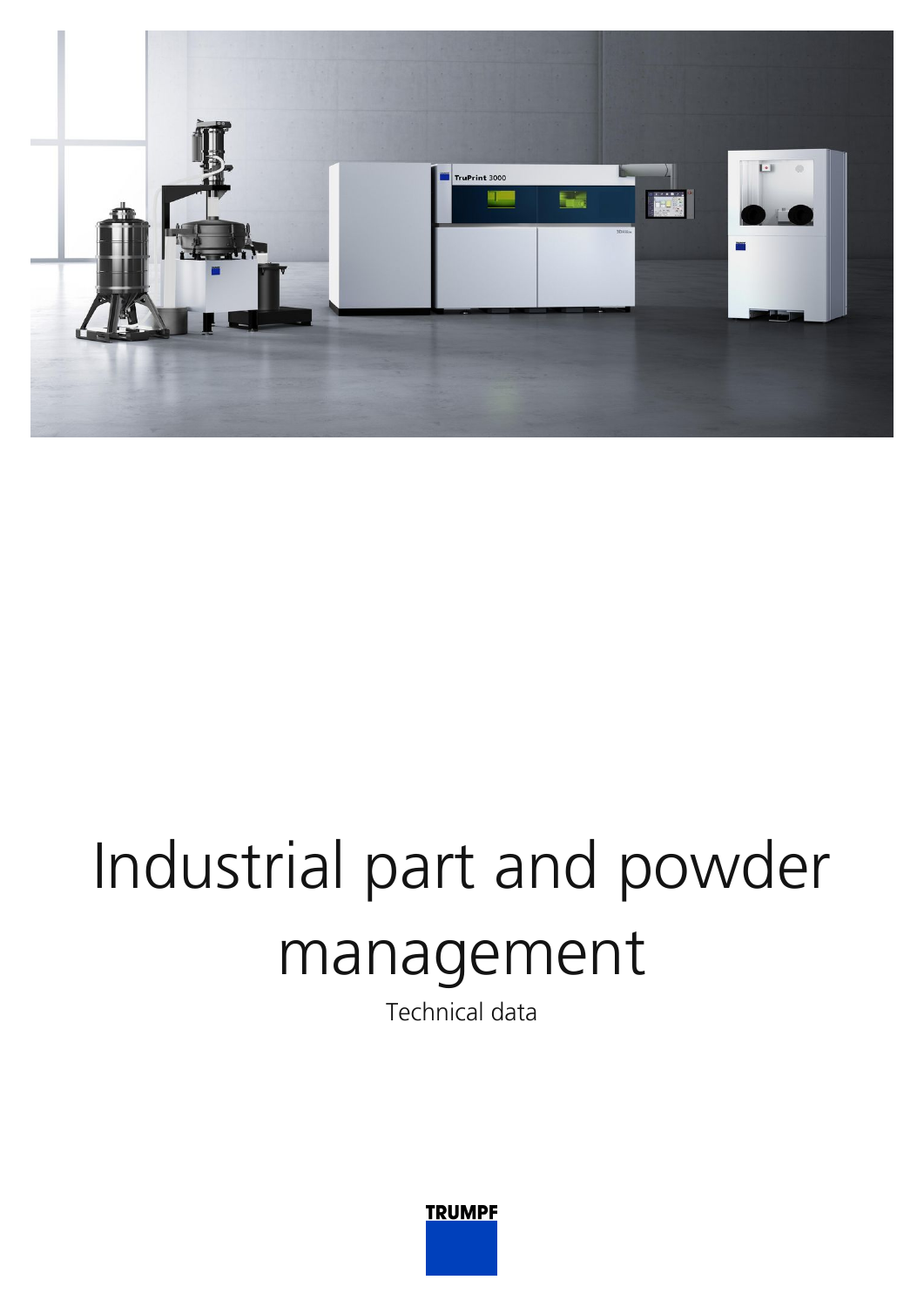# Industrial part and powder management

Technical data

TRUMPF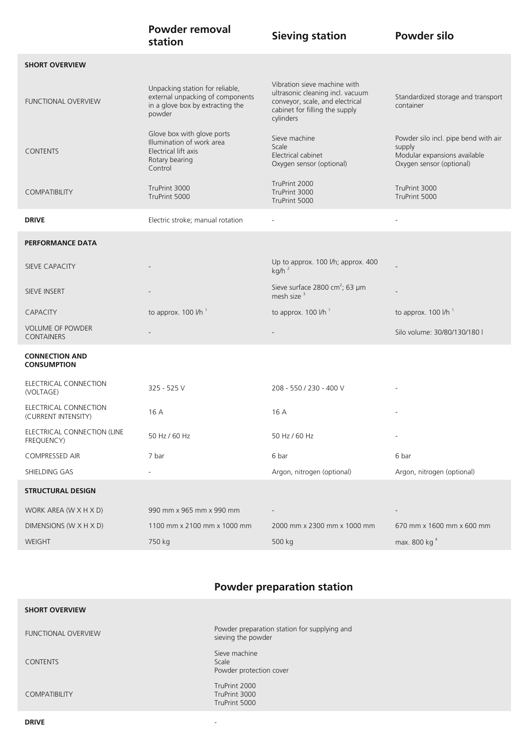| | Powder removal station | Sieving station | Powder silo |
|---|---|---|---|
| **SHORT OVERVIEW** | | | |
| FUNCTIONAL OVERVIEW | Unpacking station for reliable, external unpacking of components in a glove box by extracting the powder | Vibration sieve machine with ultrasonic cleaning incl. vacuum conveyor, scale, and electrical cabinet for filling the supply cylinders | Standardized storage and transport container |
| CONTENTS | Glove box with glove ports<br>Illumination of work area<br>Electrical lift axis<br>Rotary bearing<br>Control | Sieve machine<br>Scale<br>Electrical cabinet<br>Oxygen sensor (optional) | Powder silo incl. pipe bend with air supply<br>Modular expansions available<br>Oxygen sensor (optional) |
| COMPATIBILITY | TruPrint 3000<br>TruPrint 5000 | TruPrint 2000<br>TruPrint 3000<br>TruPrint 5000 | TruPrint 3000<br>TruPrint 5000 |
| **DRIVE** | Electric stroke; manual rotation | - | - |
| **PERFORMANCE DATA** | | | |
| SIEVE CAPACITY | - | Up to approx. 100 l/h; approx. 400 kg/h [2] | - |
| SIEVE INSERT | - | Sieve surface 2800 $cm^2$; 63 µm mesh size [3] | - |
| CAPACITY | to approx. 100 l/h [1] | to approx. 100 l/h [1] | to approx. 100 l/h [1] |
| VOLUME OF POWDER CONTAINERS | - | - | Silo volume: 30/80/130/180 l |
| **CONNECTION AND CONSUMPTION** | | | |
| ELECTRICAL CONNECTION (VOLTAGE) | 325 - 525 V | 208 - 550 / 230 - 400 V | - |
| ELECTRICAL CONNECTION (CURRENT INTENSITY) | 16 A | 16 A | - |
| ELECTRICAL CONNECTION (LINE FREQUENCY) | 50 Hz / 60 Hz | 50 Hz / 60 Hz | - |
| COMPRESSED AIR | 7 bar | 6 bar | 6 bar |
| SHIELDING GAS | - | Argon, nitrogen (optional) | Argon, nitrogen (optional) |
| **STRUCTURAL DESIGN** | | | |
| WORK AREA (W X H X D) | 990 mm x 965 mm x 990 mm | - | - |
| DIMENSIONS (W X H X D) | 1100 mm x 2100 mm x 1000 mm | 2000 mm x 2300 mm x 1000 mm | 670 mm x 1600 mm x 600 mm |
| WEIGHT | 750 kg | 500 kg | max. 800 kg [4] |

| | Powder preparation station |
|---|---|
| **SHORT OVERVIEW** | |
| FUNCTIONAL OVERVIEW | Powder preparation station for supplying and sieving the powder |
| CONTENTS | Sieve machine<br>Scale<br>Powder protection cover |
| COMPATIBILITY | TruPrint 2000<br>TruPrint 3000<br>TruPrint 5000 |
| **DRIVE** | - |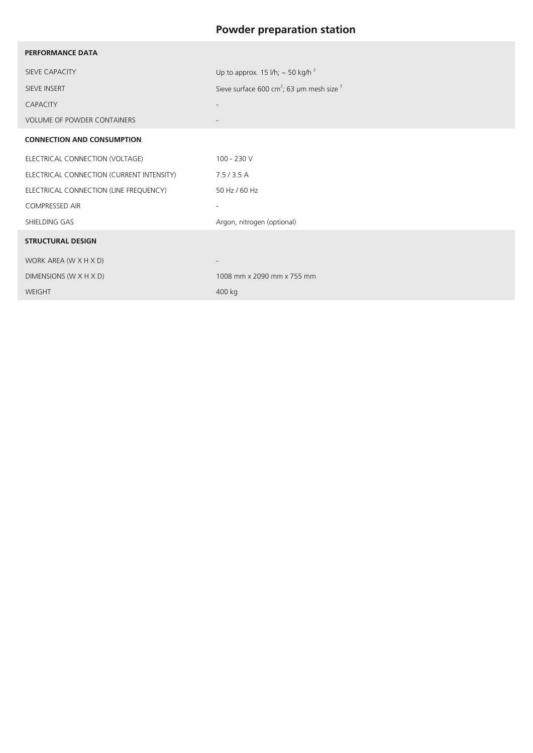# Powder preparation station

| PERFORMANCE DATA | |
|---|---|
| SIEVE CAPACITY | Up to approx. 15 l/h; ~ 50 kg/h [2] |
| SIEVE INSERT | Sieve surface 600 $cm^2$; 63 µm mesh size [3] |
| CAPACITY | - |
| VOLUME OF POWDER CONTAINERS | - |
| **CONNECTION AND CONSUMPTION** | |
| ELECTRICAL CONNECTION (VOLTAGE) | 100 - 230 V |
| ELECTRICAL CONNECTION (CURRENT INTENSITY) | 7.5 / 3.5 A |
| ELECTRICAL CONNECTION (LINE FREQUENCY) | 50 Hz / 60 Hz |
| COMPRESSED AIR | - |
| SHIELDING GAS | Argon, nitrogen (optional) |
| **STRUCTURAL DESIGN** | |
| WORK AREA (W X H X D) | - |
| DIMENSIONS (W X H X D) | 1008 mm x 2090 mm x 755 mm |
| WEIGHT | 400 kg |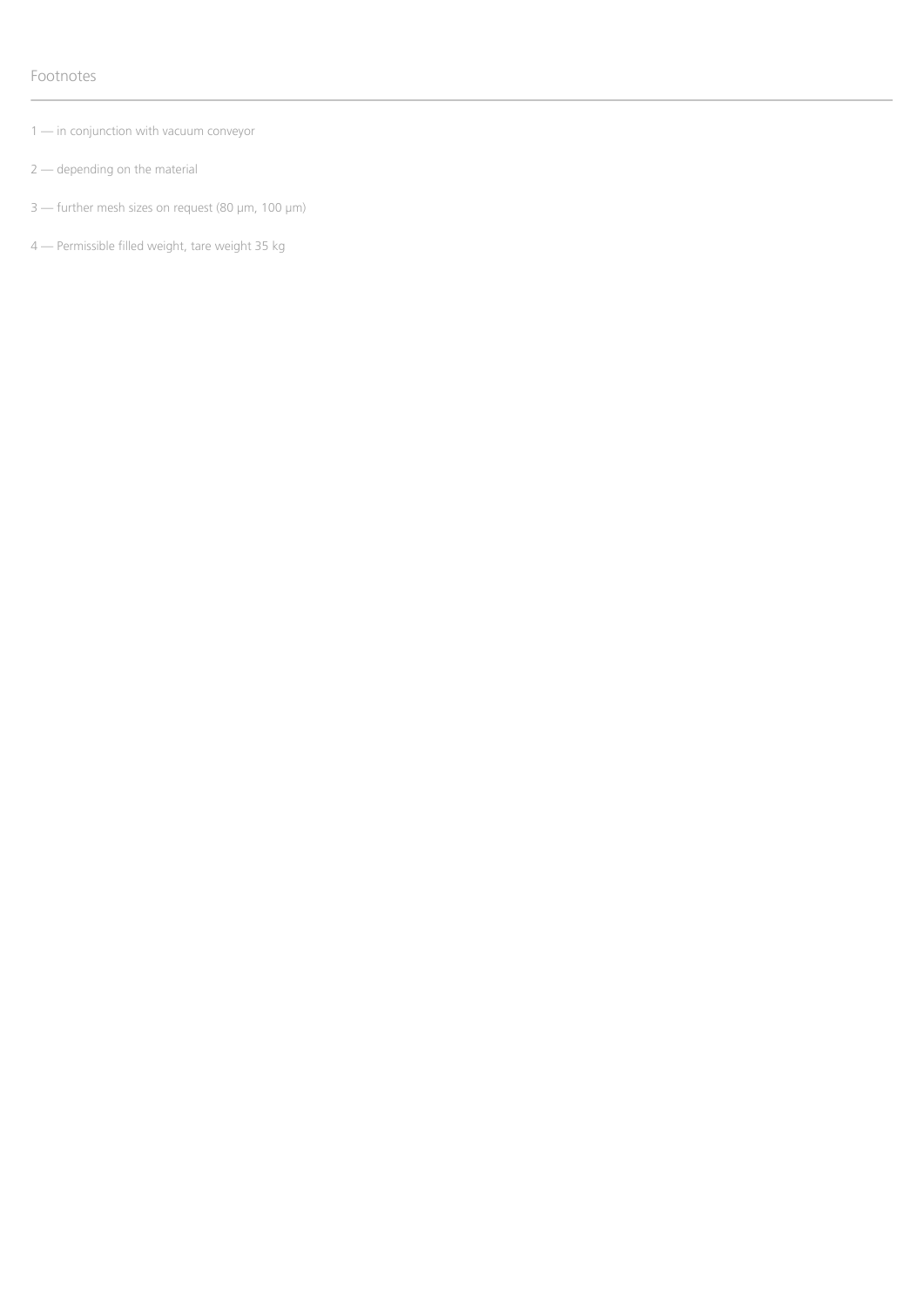## Footnotes

1 — in conjunction with vacuum conveyor

2 — depending on the material

3 — further mesh sizes on request (80 µm, 100 µm)

4 — Permissible filled weight, tare weight 35 kg